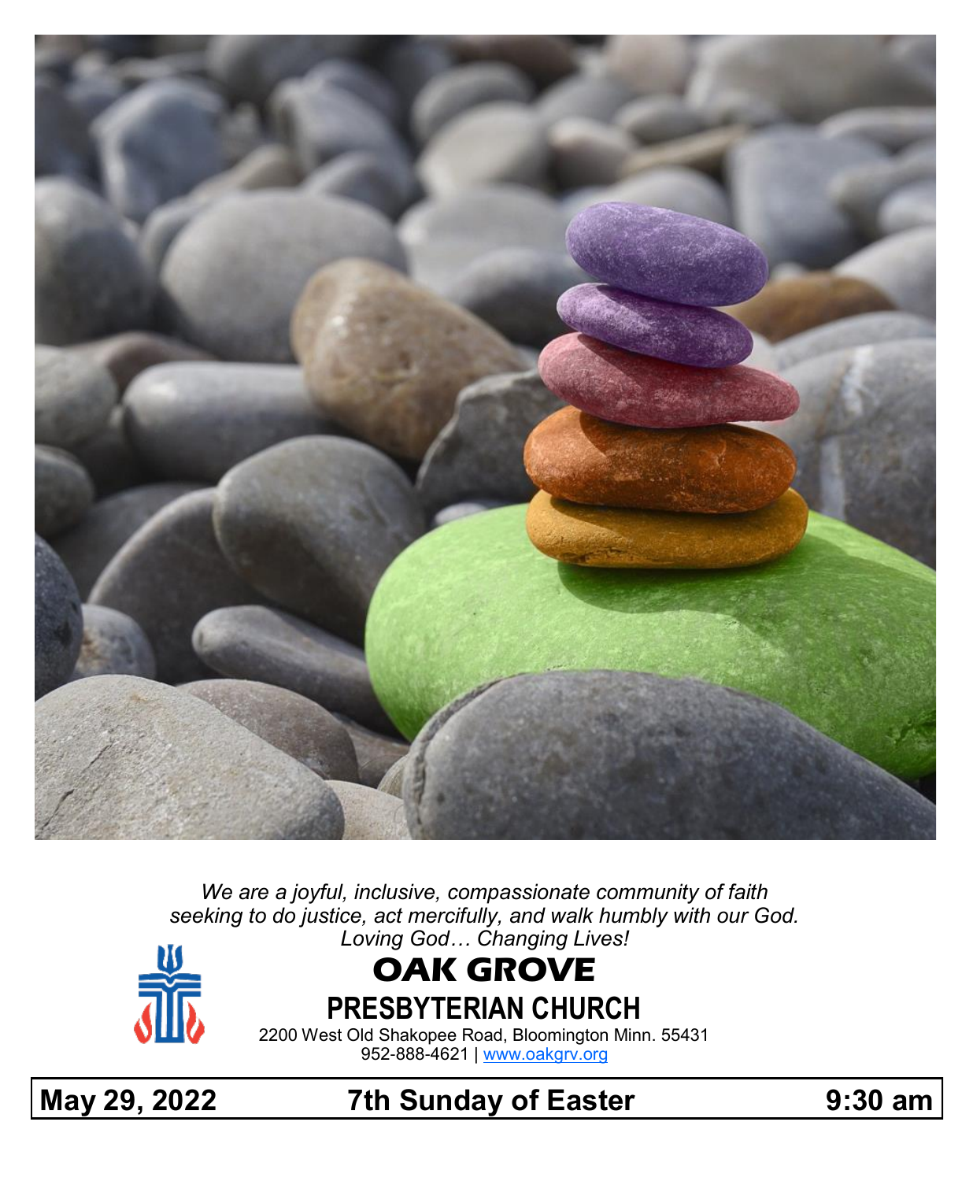*We are a joyful, inclusive, compassionate community of faith seeking to do justice, act mercifully, and walk humbly with our God.*
*Loving God… Changing Lives!*

# OAK GROVE

## PRESBYTERIAN CHURCH

2200 West Old Shakopee Road, Bloomington Minn. 55431
952-888-4621 | www.oakgrv.org

**May 29, 2022 — 7th Sunday of Easter — 9:30 am**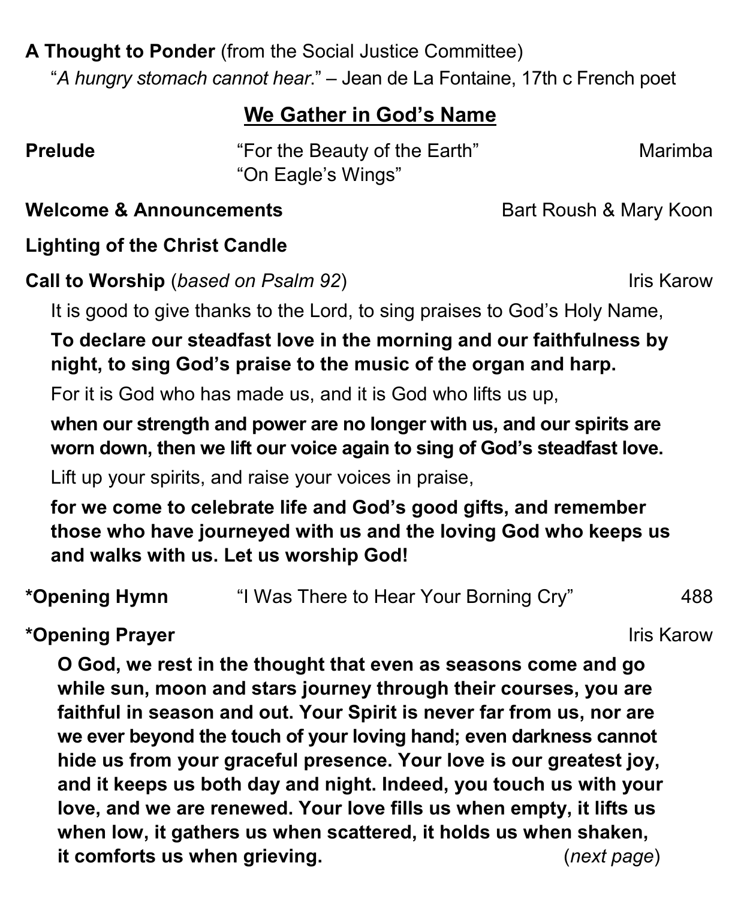**A Thought to Ponder** (from the Social Justice Committee)

"*A hungry stomach cannot hear.*" – Jean de La Fontaine, 17th c French poet

## We Gather in God's Name

**Prelude** "For the Beauty of the Earth" Marimba
"On Eagle's Wings"

**Welcome & Announcements** Bart Roush & Mary Koon

**Lighting of the Christ Candle**

**Call to Worship** (*based on Psalm 92*) Iris Karow

It is good to give thanks to the Lord, to sing praises to God's Holy Name,

**To declare our steadfast love in the morning and our faithfulness by night, to sing God's praise to the music of the organ and harp.**

For it is God who has made us, and it is God who lifts us up,

**when our strength and power are no longer with us, and our spirits are worn down, then we lift our voice again to sing of God's steadfast love.**

Lift up your spirits, and raise your voices in praise,

**for we come to celebrate life and God's good gifts, and remember those who have journeyed with us and the loving God who keeps us and walks with us. Let us worship God!**

**\*Opening Hymn** "I Was There to Hear Your Borning Cry" 488

**\*Opening Prayer** Iris Karow

**O God, we rest in the thought that even as seasons come and go while sun, moon and stars journey through their courses, you are faithful in season and out. Your Spirit is never far from us, nor are we ever beyond the touch of your loving hand; even darkness cannot hide us from your graceful presence. Your love is our greatest joy, and it keeps us both day and night. Indeed, you touch us with your love, and we are renewed. Your love fills us when empty, it lifts us when low, it gathers us when scattered, it holds us when shaken, it comforts us when grieving.** (*next page*)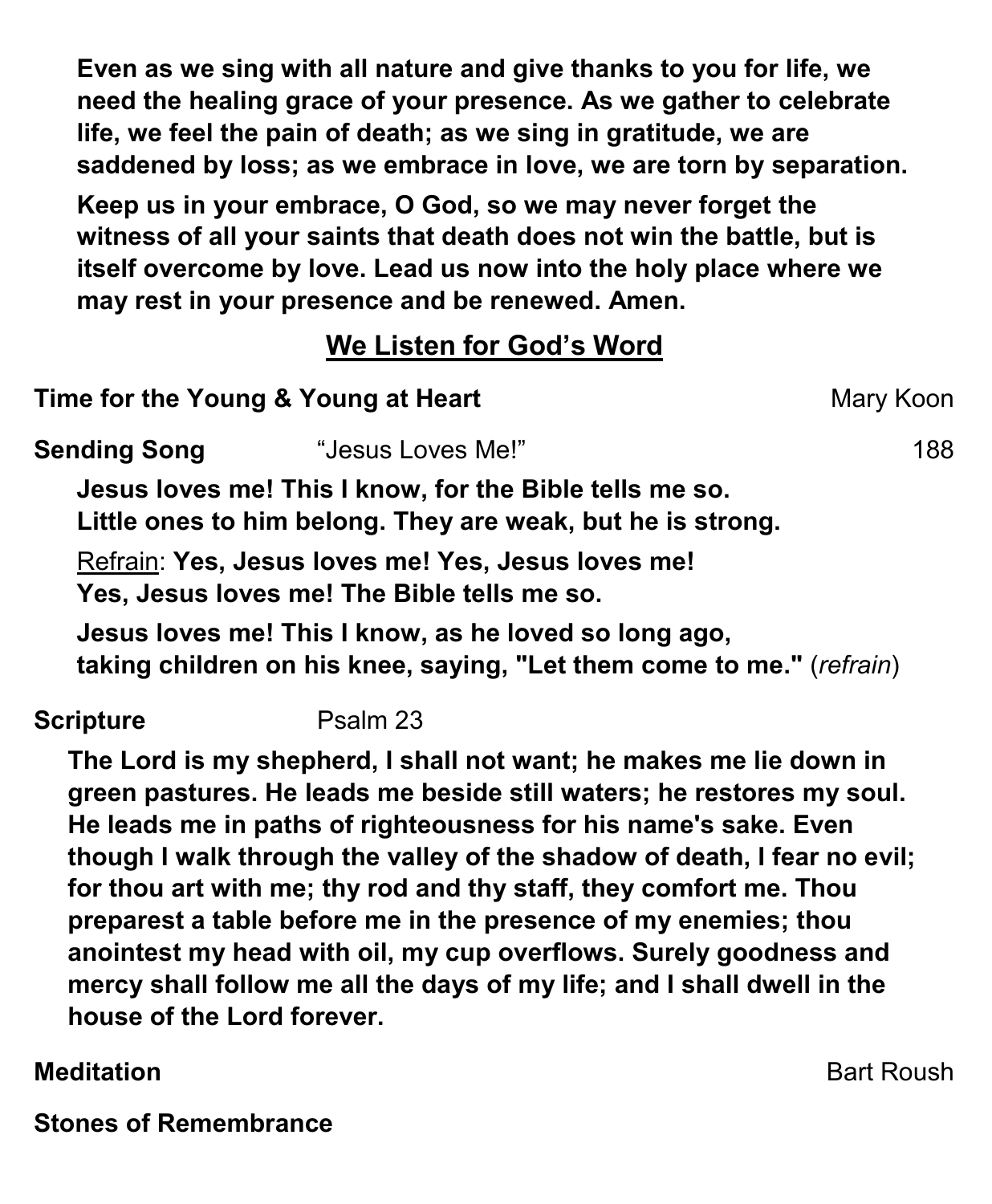**Even as we sing with all nature and give thanks to you for life, we need the healing grace of your presence. As we gather to celebrate life, we feel the pain of death; as we sing in gratitude, we are saddened by loss; as we embrace in love, we are torn by separation.**

**Keep us in your embrace, O God, so we may never forget the witness of all your saints that death does not win the battle, but is itself overcome by love. Lead us now into the holy place where we may rest in your presence and be renewed. Amen.**

## We Listen for God's Word

**Time for the Young & Young at Heart** Mary Koon

**Sending Song** "Jesus Loves Me!" 188

**Jesus loves me! This I know, for the Bible tells me so.**
**Little ones to him belong. They are weak, but he is strong.**

Refrain: **Yes, Jesus loves me! Yes, Jesus loves me!**
**Yes, Jesus loves me! The Bible tells me so.**

**Jesus loves me! This I know, as he loved so long ago,**
**taking children on his knee, saying, "Let them come to me."** (*refrain*)

**Scripture** Psalm 23

**The Lord is my shepherd, I shall not want; he makes me lie down in green pastures. He leads me beside still waters; he restores my soul. He leads me in paths of righteousness for his name's sake. Even though I walk through the valley of the shadow of death, I fear no evil; for thou art with me; thy rod and thy staff, they comfort me. Thou preparest a table before me in the presence of my enemies; thou anointest my head with oil, my cup overflows. Surely goodness and mercy shall follow me all the days of my life; and I shall dwell in the house of the Lord forever.**

**Meditation** Bart Roush

**Stones of Remembrance**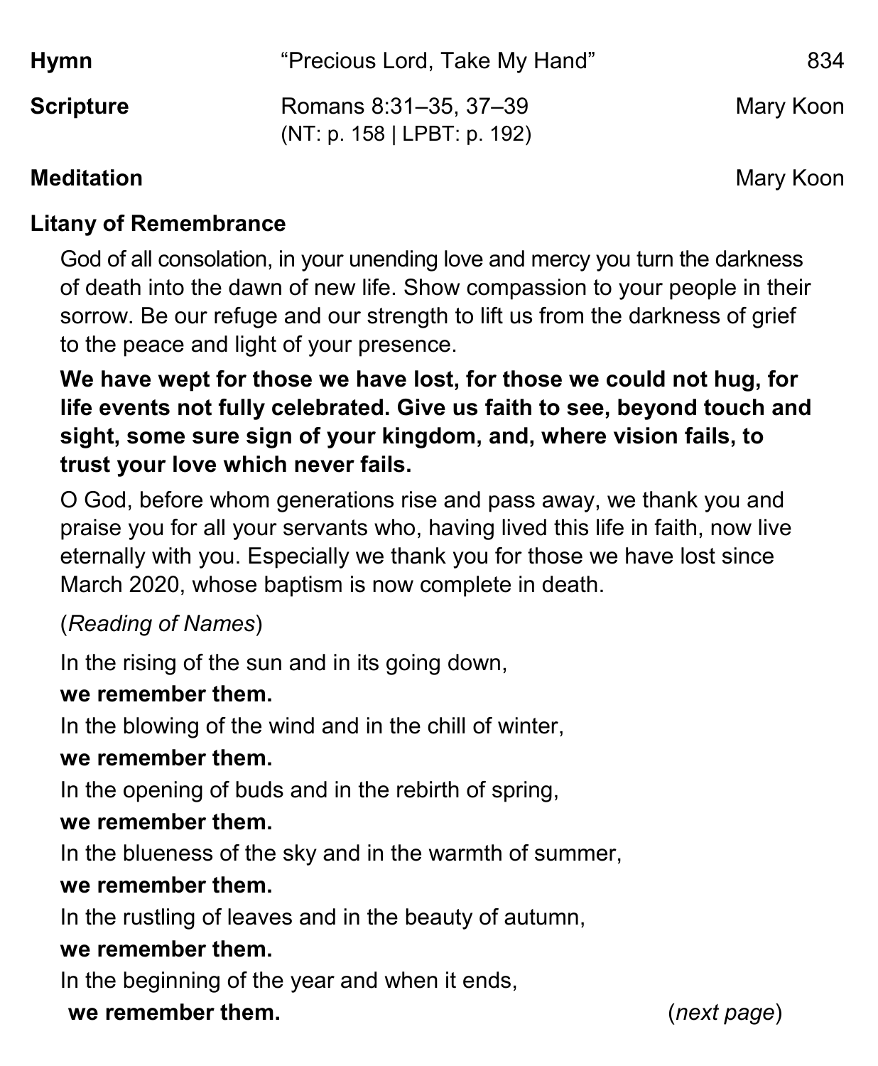**Hymn** "Precious Lord, Take My Hand" 834

**Scripture** Romans 8:31–35, 37–39 (NT: p. 158 | LPBT: p. 192) Mary Koon

**Meditation** Mary Koon

**Litany of Remembrance**

God of all consolation, in your unending love and mercy you turn the darkness of death into the dawn of new life. Show compassion to your people in their sorrow. Be our refuge and our strength to lift us from the darkness of grief to the peace and light of your presence.

**We have wept for those we have lost, for those we could not hug, for life events not fully celebrated. Give us faith to see, beyond touch and sight, some sure sign of your kingdom, and, where vision fails, to trust your love which never fails.**

O God, before whom generations rise and pass away, we thank you and praise you for all your servants who, having lived this life in faith, now live eternally with you. Especially we thank you for those we have lost since March 2020, whose baptism is now complete in death.

(*Reading of Names*)

In the rising of the sun and in its going down,
**we remember them.**
In the blowing of the wind and in the chill of winter,
**we remember them.**
In the opening of buds and in the rebirth of spring,
**we remember them.**
In the blueness of the sky and in the warmth of summer,
**we remember them.**
In the rustling of leaves and in the beauty of autumn,
**we remember them.**
In the beginning of the year and when it ends,
**we remember them.** (*next page*)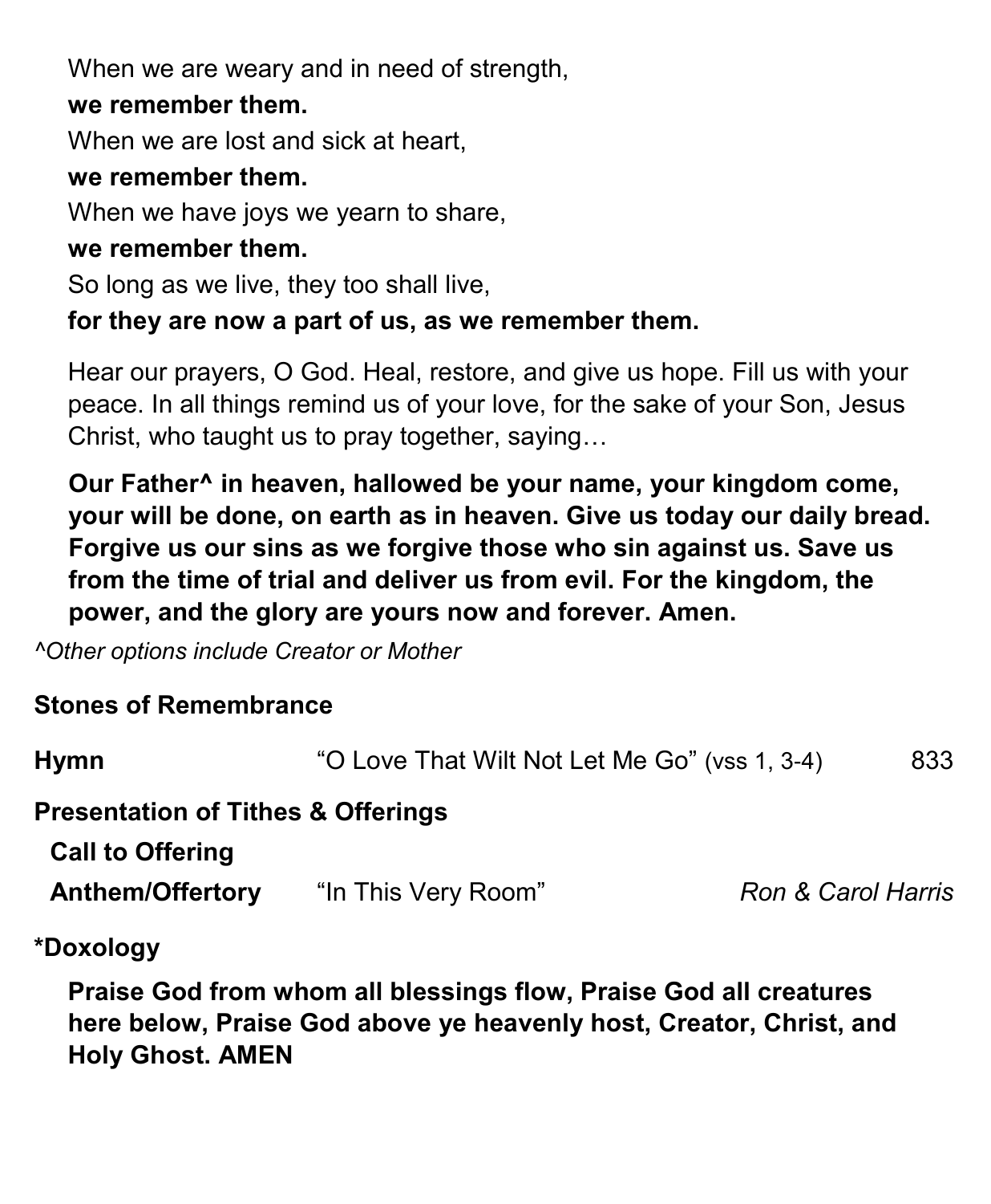When we are weary and in need of strength,

**we remember them.**

When we are lost and sick at heart,

**we remember them.**

When we have joys we yearn to share,

**we remember them.**

So long as we live, they too shall live,

**for they are now a part of us, as we remember them.**

Hear our prayers, O God. Heal, restore, and give us hope. Fill us with your peace. In all things remind us of your love, for the sake of your Son, Jesus Christ, who taught us to pray together, saying…

**Our Father^ in heaven, hallowed be your name, your kingdom come, your will be done, on earth as in heaven. Give us today our daily bread. Forgive us our sins as we forgive those who sin against us. Save us from the time of trial and deliver us from evil. For the kingdom, the power, and the glory are yours now and forever. Amen.**

*^Other options include Creator or Mother*

**Stones of Remembrance**

**Hymn** "O Love That Wilt Not Let Me Go" (vss 1, 3-4) 833

**Presentation of Tithes & Offerings**

**Call to Offering**

**Anthem/Offertory** "In This Very Room" *Ron & Carol Harris*

**\*Doxology**

**Praise God from whom all blessings flow, Praise God all creatures here below, Praise God above ye heavenly host, Creator, Christ, and Holy Ghost. AMEN**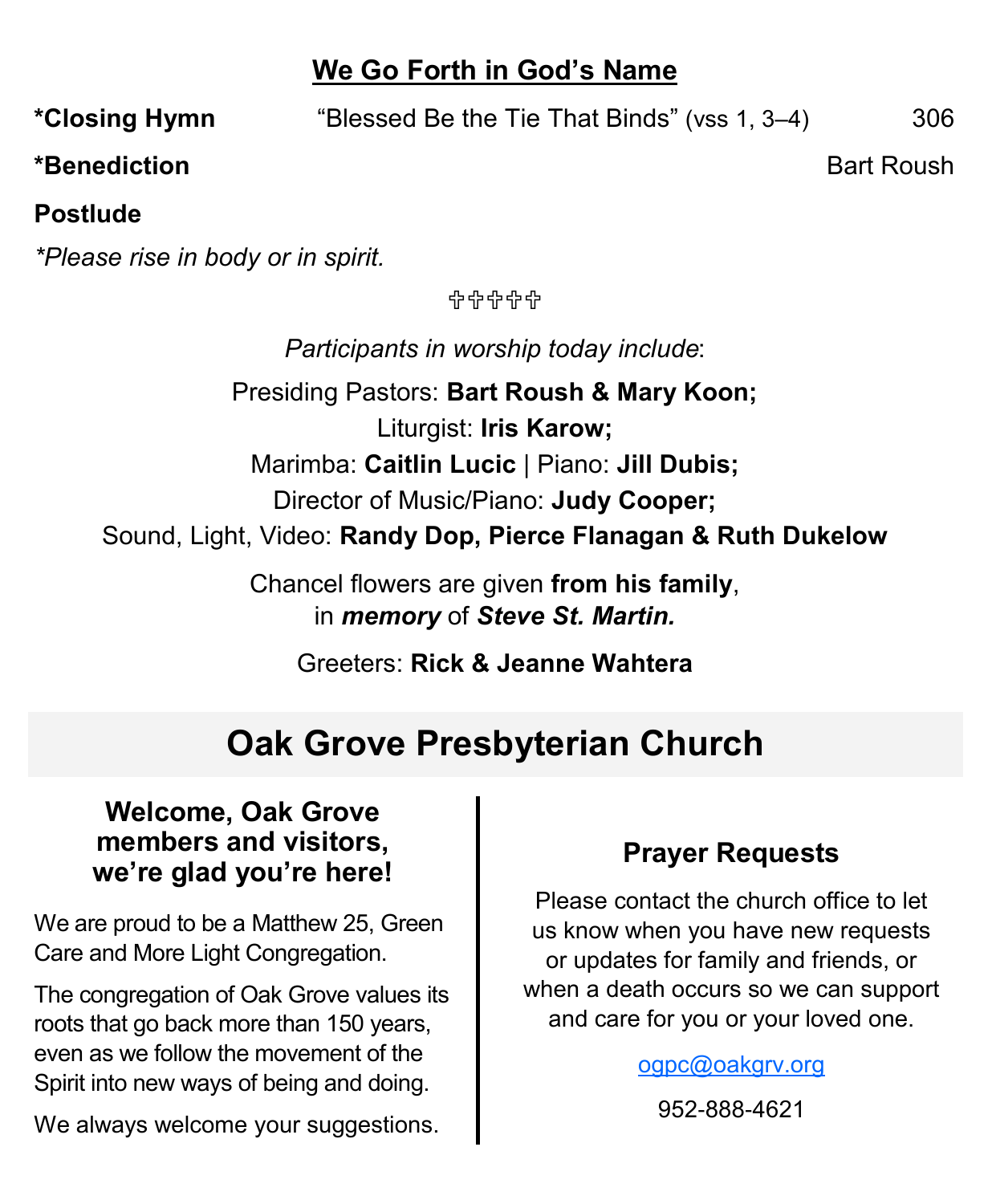## We Go Forth in God's Name

**\*Closing Hymn** "Blessed Be the Tie That Binds" (vss 1, 3–4) 306

**\*Benediction** Bart Roush

**Postlude**

*\*Please rise in body or in spirit.*

✞✞✞✞✞

*Participants in worship today include*:

Presiding Pastors: **Bart Roush & Mary Koon;**

Liturgist: **Iris Karow;**

Marimba: **Caitlin Lucic** | Piano: **Jill Dubis;**

Director of Music/Piano: **Judy Cooper;**

Sound, Light, Video: **Randy Dop, Pierce Flanagan & Ruth Dukelow**

Chancel flowers are given **from his family**, in ***memory*** of ***Steve St. Martin.***

Greeters: **Rick & Jeanne Wahtera**

# Oak Grove Presbyterian Church

### Welcome, Oak Grove members and visitors, we're glad you're here!

We are proud to be a Matthew 25, Green Care and More Light Congregation.

The congregation of Oak Grove values its roots that go back more than 150 years, even as we follow the movement of the Spirit into new ways of being and doing.

We always welcome your suggestions.

### Prayer Requests

Please contact the church office to let us know when you have new requests or updates for family and friends, or when a death occurs so we can support and care for you or your loved one.

ogpc@oakgrv.org

952-888-4621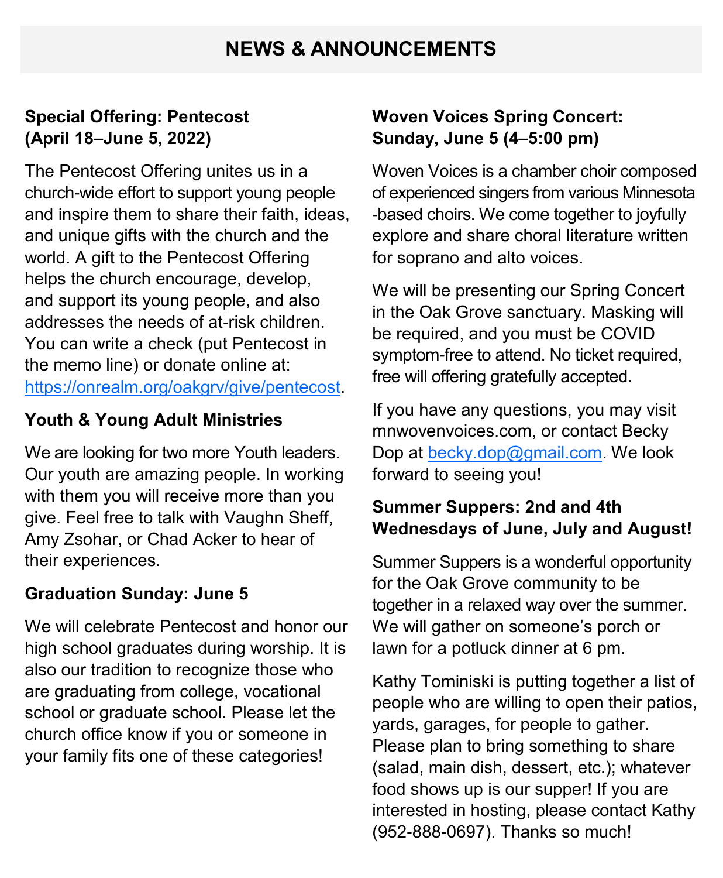# NEWS & ANNOUNCEMENTS

### Special Offering: Pentecost (April 18–June 5, 2022)

The Pentecost Offering unites us in a church-wide effort to support young people and inspire them to share their faith, ideas, and unique gifts with the church and the world. A gift to the Pentecost Offering helps the church encourage, develop, and support its young people, and also addresses the needs of at-risk children. You can write a check (put Pentecost in the memo line) or donate online at: https://onrealm.org/oakgrv/give/pentecost.

### Youth & Young Adult Ministries

We are looking for two more Youth leaders. Our youth are amazing people. In working with them you will receive more than you give. Feel free to talk with Vaughn Sheff, Amy Zsohar, or Chad Acker to hear of their experiences.

### Graduation Sunday: June 5

We will celebrate Pentecost and honor our high school graduates during worship. It is also our tradition to recognize those who are graduating from college, vocational school or graduate school. Please let the church office know if you or someone in your family fits one of these categories!

### Woven Voices Spring Concert: Sunday, June 5 (4–5:00 pm)

Woven Voices is a chamber choir composed of experienced singers from various Minnesota-based choirs. We come together to joyfully explore and share choral literature written for soprano and alto voices.

We will be presenting our Spring Concert in the Oak Grove sanctuary. Masking will be required, and you must be COVID symptom-free to attend. No ticket required, free will offering gratefully accepted.

If you have any questions, you may visit mnwovenvoices.com, or contact Becky Dop at becky.dop@gmail.com. We look forward to seeing you!

### Summer Suppers: 2nd and 4th Wednesdays of June, July and August!

Summer Suppers is a wonderful opportunity for the Oak Grove community to be together in a relaxed way over the summer. We will gather on someone's porch or lawn for a potluck dinner at 6 pm.

Kathy Tominiski is putting together a list of people who are willing to open their patios, yards, garages, for people to gather. Please plan to bring something to share (salad, main dish, dessert, etc.); whatever food shows up is our supper! If you are interested in hosting, please contact Kathy (952-888-0697). Thanks so much!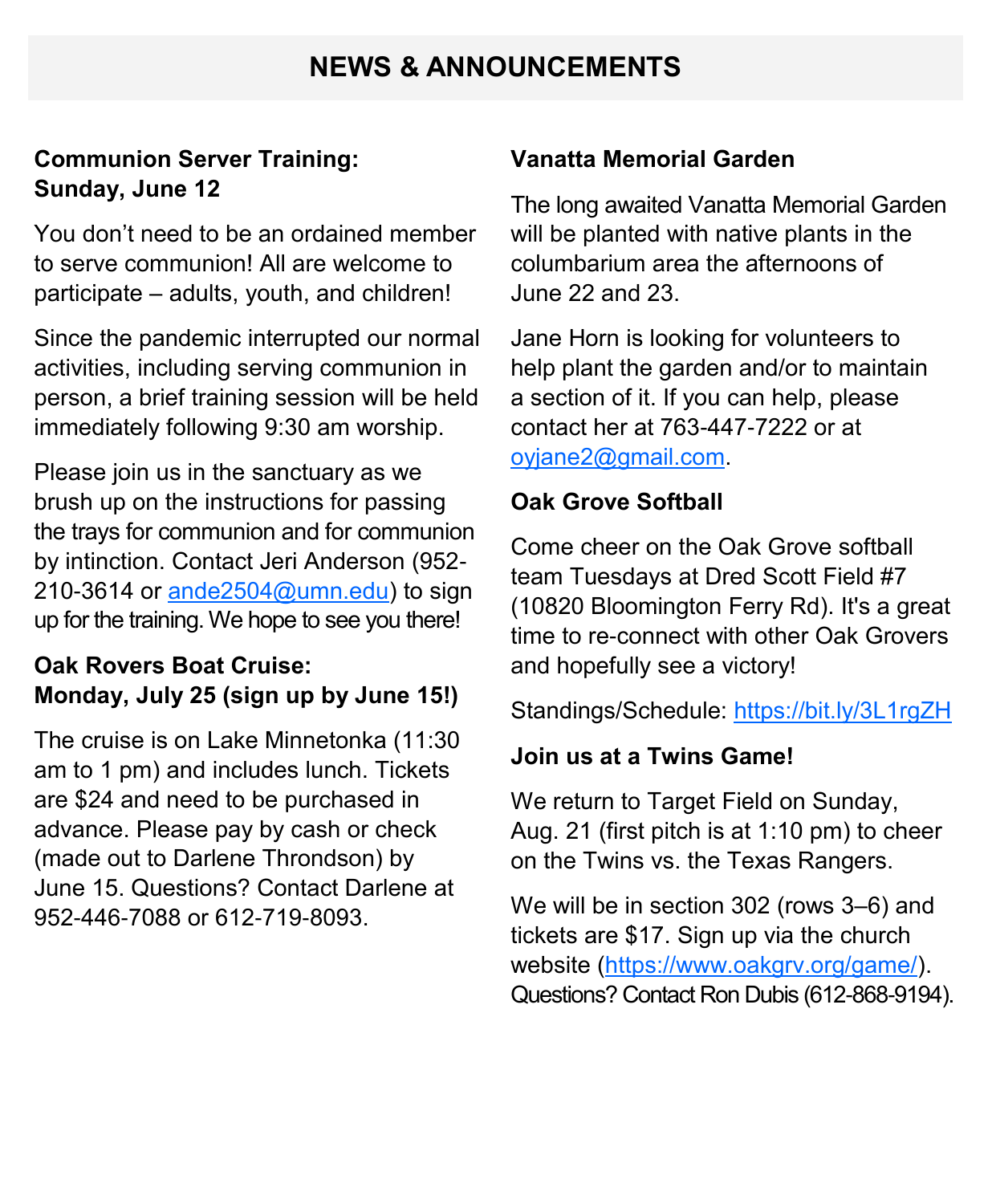# NEWS & ANNOUNCEMENTS

**Communion Server Training: Sunday, June 12**

You don't need to be an ordained member to serve communion! All are welcome to participate – adults, youth, and children!

Since the pandemic interrupted our normal activities, including serving communion in person, a brief training session will be held immediately following 9:30 am worship.

Please join us in the sanctuary as we brush up on the instructions for passing the trays for communion and for communion by intinction. Contact Jeri Anderson (952-210-3614 or ande2504@umn.edu) to sign up for the training. We hope to see you there!

**Oak Rovers Boat Cruise: Monday, July 25 (sign up by June 15!)**

The cruise is on Lake Minnetonka (11:30 am to 1 pm) and includes lunch. Tickets are $24 and need to be purchased in advance. Please pay by cash or check (made out to Darlene Throndson) by June 15. Questions? Contact Darlene at 952-446-7088 or 612-719-8093.

**Vanatta Memorial Garden**

The long awaited Vanatta Memorial Garden will be planted with native plants in the columbarium area the afternoons of June 22 and 23.

Jane Horn is looking for volunteers to help plant the garden and/or to maintain a section of it. If you can help, please contact her at 763-447-7222 or at oyjane2@gmail.com.

**Oak Grove Softball**

Come cheer on the Oak Grove softball team Tuesdays at Dred Scott Field #7 (10820 Bloomington Ferry Rd). It's a great time to re-connect with other Oak Grovers and hopefully see a victory!

Standings/Schedule: https://bit.ly/3L1rgZH

**Join us at a Twins Game!**

We return to Target Field on Sunday, Aug. 21 (first pitch is at 1:10 pm) to cheer on the Twins vs. the Texas Rangers.

We will be in section 302 (rows 3–6) and tickets are $17. Sign up via the church website (https://www.oakgrv.org/game/). Questions? Contact Ron Dubis (612-868-9194).